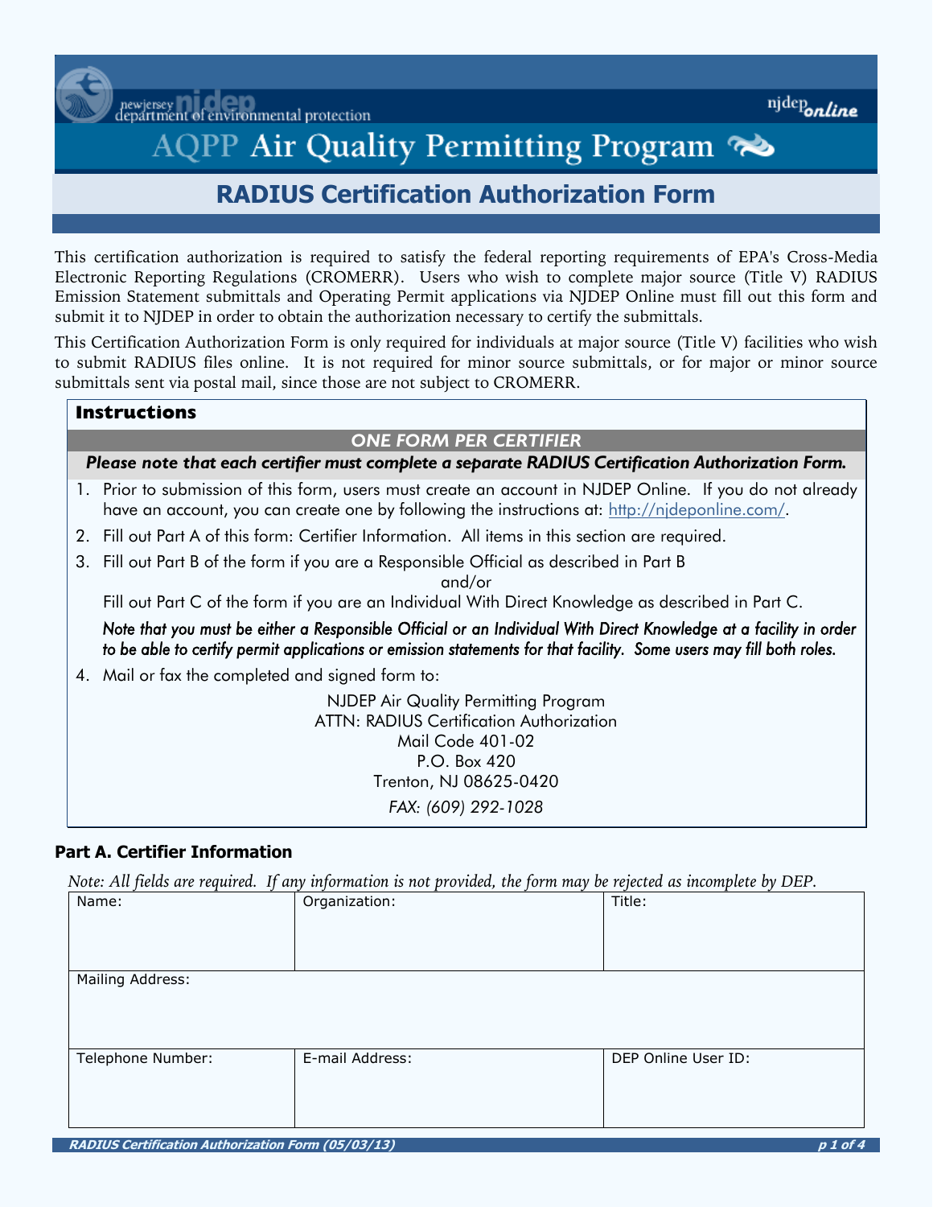newjersey department of environmental protection — njdep*online*

# AQPP Air Quality Permitting Program

## RADIUS Certification Authorization Form

This certification authorization is required to satisfy the federal reporting requirements of EPA's Cross-Media Electronic Reporting Regulations (CROMERR). Users who wish to complete major source (Title V) RADIUS Emission Statement submittals and Operating Permit applications via NJDEP Online must fill out this form and submit it to NJDEP in order to obtain the authorization necessary to certify the submittals.

This Certification Authorization Form is only required for individuals at major source (Title V) facilities who wish to submit RADIUS files online. It is not required for minor source submittals, or for major or minor source submittals sent via postal mail, since those are not subject to CROMERR.

### Instructions

***ONE FORM PER CERTIFIER***

***Please note that each certifier must complete a separate RADIUS Certification Authorization Form.***

1. Prior to submission of this form, users must create an account in NJDEP Online. If you do not already have an account, you can create one by following the instructions at: http://njdeponline.com/.
2. Fill out Part A of this form: Certifier Information. All items in this section are required.
3. Fill out Part B of the form if you are a Responsible Official as described in Part B

   and/or

   Fill out Part C of the form if you are an Individual With Direct Knowledge as described in Part C.

   *Note that you must be either a Responsible Official or an Individual With Direct Knowledge at a facility in order to be able to certify permit applications or emission statements for that facility. Some users may fill both roles.*
4. Mail or fax the completed and signed form to:

   NJDEP Air Quality Permitting Program  
   ATTN: RADIUS Certification Authorization  
   Mail Code 401-02  
   P.O. Box 420  
   Trenton, NJ 08625-0420  
   *FAX: (609) 292-1028*

### Part A. Certifier Information

*Note: All fields are required. If any information is not provided, the form may be rejected as incomplete by DEP.*

| Name: | Organization: | Title: |
|---|---|---|
| Mailing Address: | | |
| Telephone Number: | E-mail Address: | DEP Online User ID: |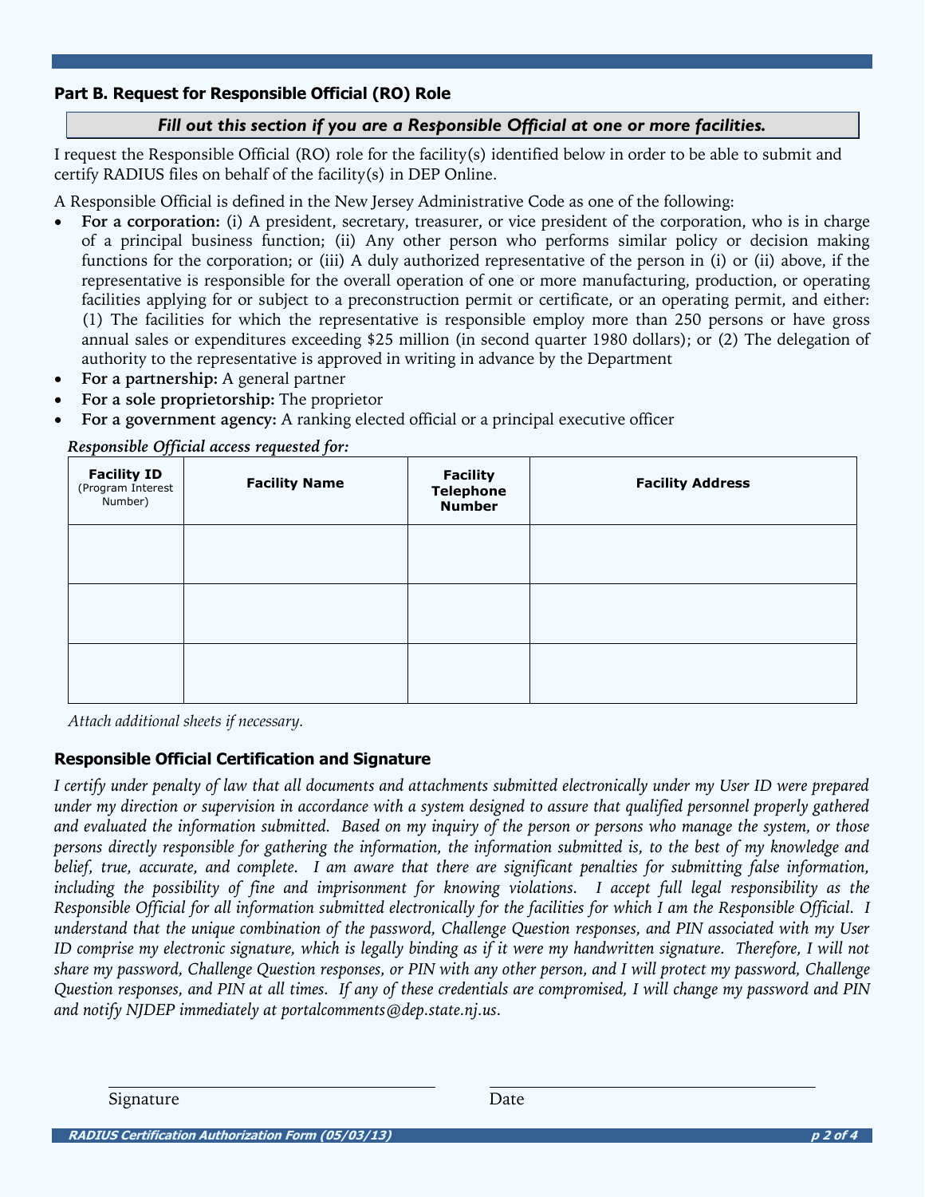## Part B. Request for Responsible Official (RO) Role

***Fill out this section if you are a Responsible Official at one or more facilities.***

I request the Responsible Official (RO) role for the facility(s) identified below in order to be able to submit and certify RADIUS files on behalf of the facility(s) in DEP Online.

A Responsible Official is defined in the New Jersey Administrative Code as one of the following:

- **For a corporation:** (i) A president, secretary, treasurer, or vice president of the corporation, who is in charge of a principal business function; (ii) Any other person who performs similar policy or decision making functions for the corporation; or (iii) A duly authorized representative of the person in (i) or (ii) above, if the representative is responsible for the overall operation of one or more manufacturing, production, or operating facilities applying for or subject to a preconstruction permit or certificate, or an operating permit, and either: (1) The facilities for which the representative is responsible employ more than 250 persons or have gross annual sales or expenditures exceeding $25 million (in second quarter 1980 dollars); or (2) The delegation of authority to the representative is approved in writing in advance by the Department
- **For a partnership:** A general partner
- **For a sole proprietorship:** The proprietor
- **For a government agency:** A ranking elected official or a principal executive officer

***Responsible Official access requested for:***

| Facility ID (Program Interest Number) | Facility Name | Facility Telephone Number | Facility Address |
|---|---|---|---|
| | | | |
| | | | |
| | | | |

*Attach additional sheets if necessary.*

### Responsible Official Certification and Signature

*I certify under penalty of law that all documents and attachments submitted electronically under my User ID were prepared under my direction or supervision in accordance with a system designed to assure that qualified personnel properly gathered and evaluated the information submitted. Based on my inquiry of the person or persons who manage the system, or those persons directly responsible for gathering the information, the information submitted is, to the best of my knowledge and belief, true, accurate, and complete. I am aware that there are significant penalties for submitting false information, including the possibility of fine and imprisonment for knowing violations. I accept full legal responsibility as the Responsible Official for all information submitted electronically for the facilities for which I am the Responsible Official. I understand that the unique combination of the password, Challenge Question responses, and PIN associated with my User ID comprise my electronic signature, which is legally binding as if it were my handwritten signature. Therefore, I will not share my password, Challenge Question responses, or PIN with any other person, and I will protect my password, Challenge Question responses, and PIN at all times. If any of these credentials are compromised, I will change my password and PIN and notify NJDEP immediately at portalcomments@dep.state.nj.us.*

Signature ______________________ Date ______________________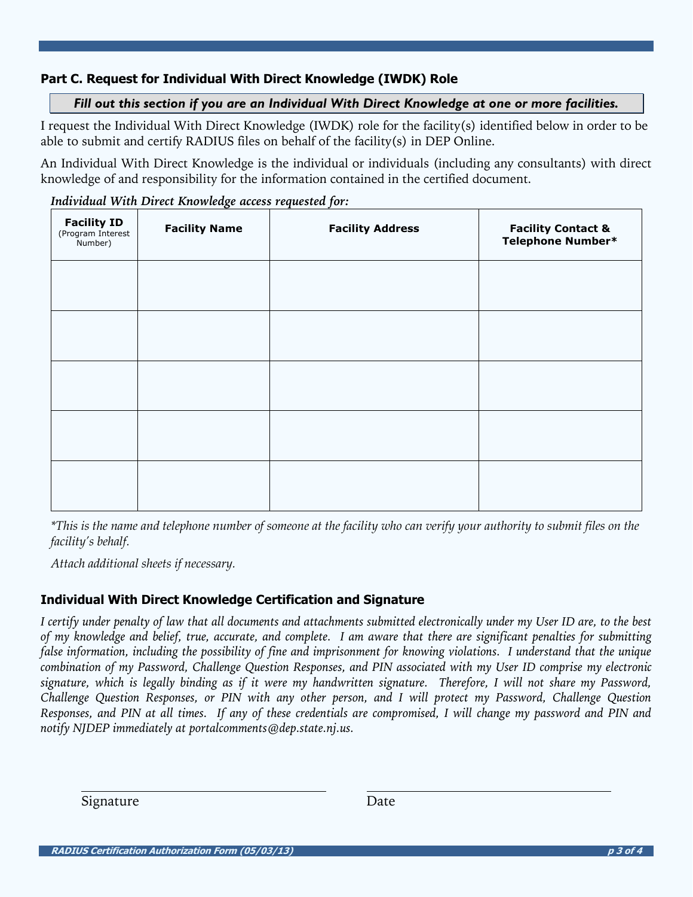## Part C. Request for Individual With Direct Knowledge (IWDK) Role

***Fill out this section if you are an Individual With Direct Knowledge at one or more facilities.***

I request the Individual With Direct Knowledge (IWDK) role for the facility(s) identified below in order to be able to submit and certify RADIUS files on behalf of the facility(s) in DEP Online.

An Individual With Direct Knowledge is the individual or individuals (including any consultants) with direct knowledge of and responsibility for the information contained in the certified document.

***Individual With Direct Knowledge access requested for:***

| Facility ID (Program Interest Number) | Facility Name | Facility Address | Facility Contact & Telephone Number* |
|---|---|---|---|
| | | | |
| | | | |
| | | | |
| | | | |
| | | | |

*\*This is the name and telephone number of someone at the facility who can verify your authority to submit files on the facility's behalf.*

*Attach additional sheets if necessary.*

### Individual With Direct Knowledge Certification and Signature

*I certify under penalty of law that all documents and attachments submitted electronically under my User ID are, to the best of my knowledge and belief, true, accurate, and complete. I am aware that there are significant penalties for submitting false information, including the possibility of fine and imprisonment for knowing violations. I understand that the unique combination of my Password, Challenge Question Responses, and PIN associated with my User ID comprise my electronic signature, which is legally binding as if it were my handwritten signature. Therefore, I will not share my Password, Challenge Question Responses, or PIN with any other person, and I will protect my Password, Challenge Question Responses, and PIN at all times. If any of these credentials are compromised, I will change my password and PIN and notify NJDEP immediately at portalcomments@dep.state.nj.us.*

\_\_\_\_\_\_\_\_\_\_\_\_\_\_\_\_\_\_\_\_\_\_\_\_\_\_\_\_\_\_ \_\_\_\_\_\_\_\_\_\_\_\_\_\_\_\_\_\_\_\_\_\_\_\_\_\_\_\_\_\_

Signature Date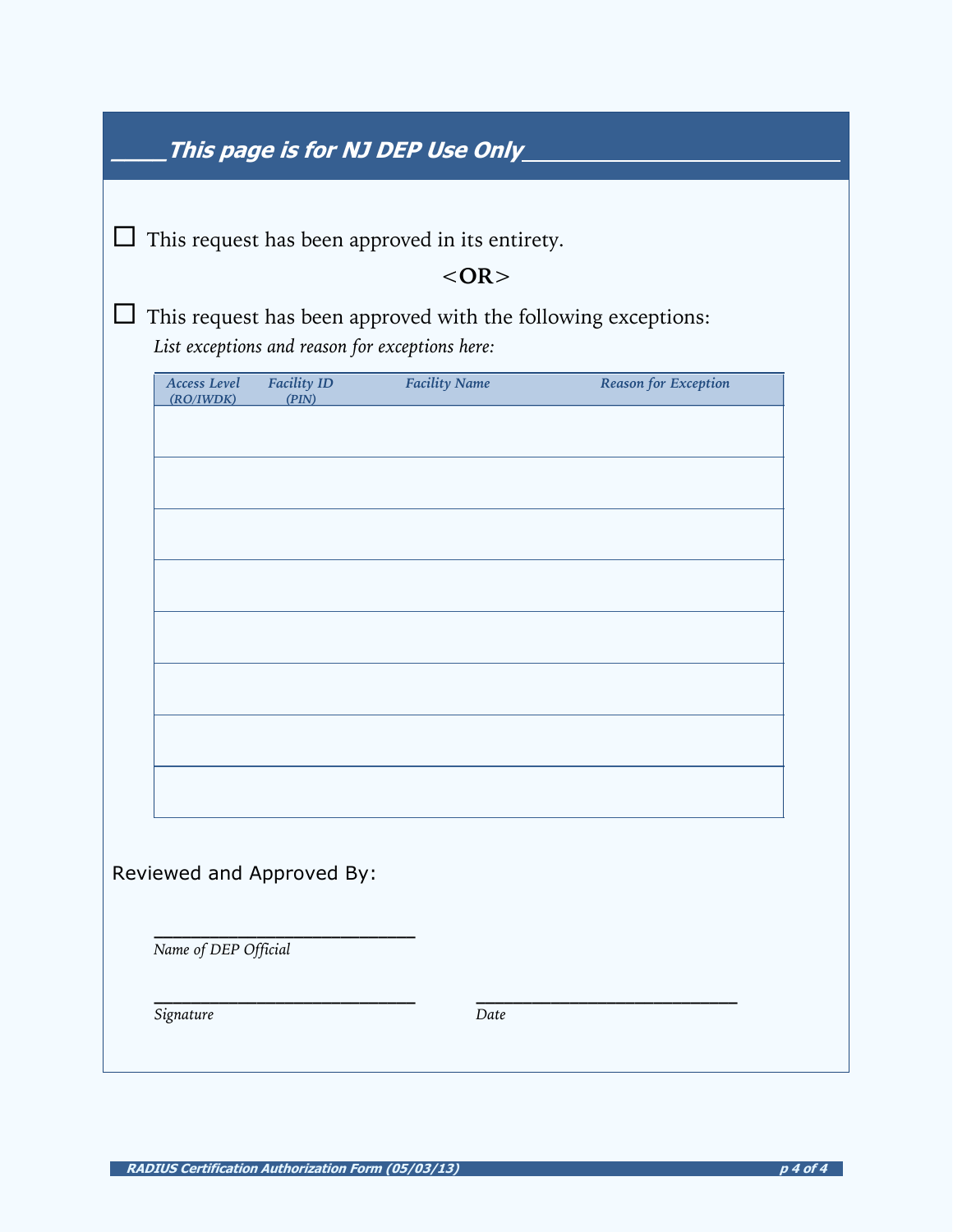## This page is for NJ DEP Use Only

☐ This request has been approved in its entirety.

**<OR>**

☐ This request has been approved with the following exceptions:

*List exceptions and reason for exceptions here:*

| *Access Level (RO/IWDK)* | *Facility ID (PIN)* | *Facility Name* | *Reason for Exception* |
|---|---|---|---|
| | | | |
| | | | |
| | | | |
| | | | |
| | | | |
| | | | |
| | | | |
| | | | |

Reviewed and Approved By:

_________________________
*Name of DEP Official*

_________________________
*Signature*

_________________________
*Date*